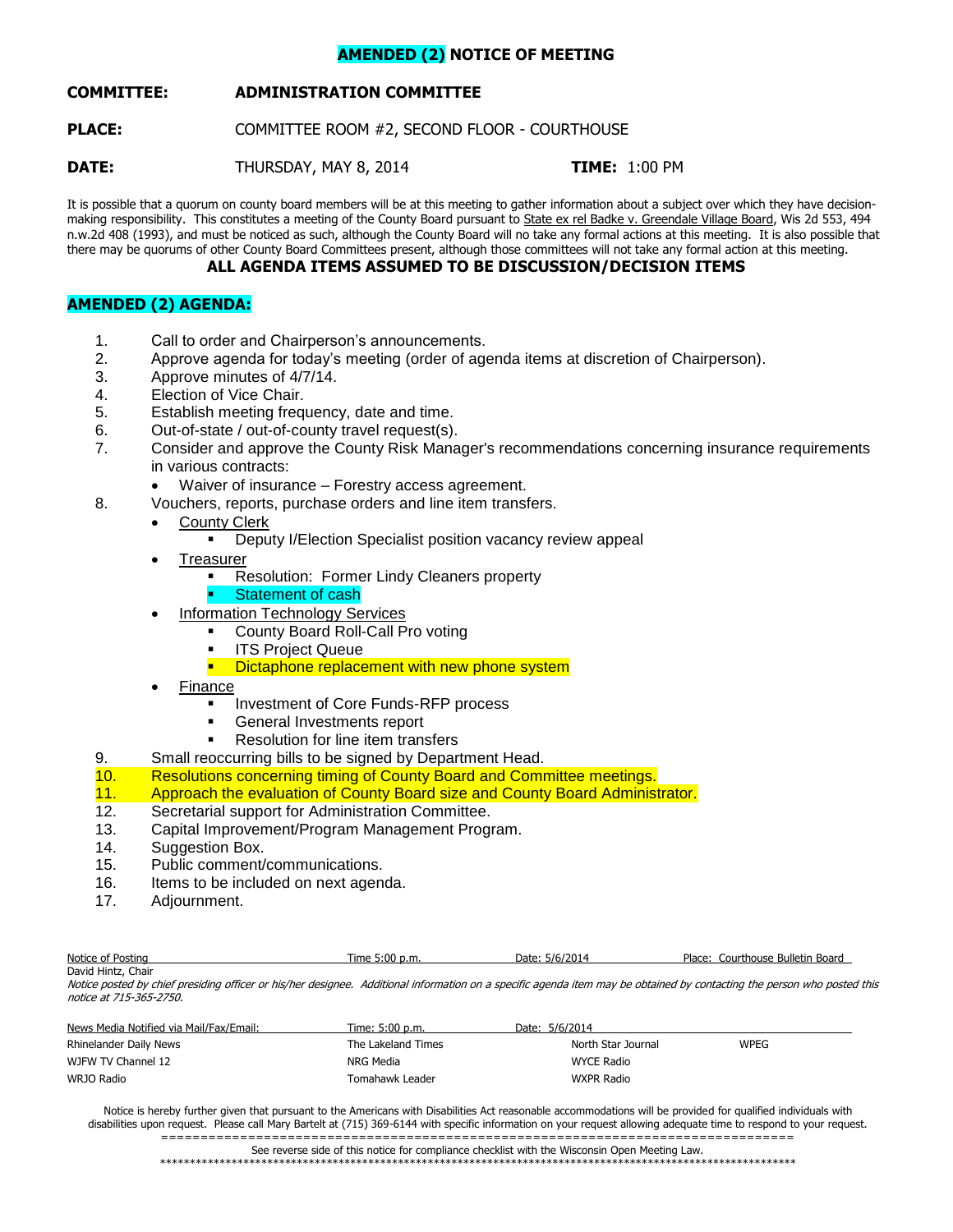# AMENDED (2) NOTICE OF MEETING

**COMMITTEE:** **ADMINISTRATION COMMITTEE**

**PLACE:** COMMITTEE ROOM #2, SECOND FLOOR - COURTHOUSE

**DATE:** THURSDAY, MAY 8, 2014 **TIME:** 1:00 PM

It is possible that a quorum on county board members will be at this meeting to gather information about a subject over which they have decision-making responsibility. This constitutes a meeting of the County Board pursuant to State ex rel Badke v. Greendale Village Board, Wis 2d 553, 494 n.w.2d 408 (1993), and must be noticed as such, although the County Board will no take any formal actions at this meeting. It is also possible that there may be quorums of other County Board Committees present, although those committees will not take any formal action at this meeting.

**ALL AGENDA ITEMS ASSUMED TO BE DISCUSSION/DECISION ITEMS**

## AMENDED (2) AGENDA:

1. Call to order and Chairperson's announcements.
2. Approve agenda for today's meeting (order of agenda items at discretion of Chairperson).
3. Approve minutes of 4/7/14.
4. Election of Vice Chair.
5. Establish meeting frequency, date and time.
6. Out-of-state / out-of-county travel request(s).
7. Consider and approve the County Risk Manager's recommendations concerning insurance requirements in various contracts:
   - Waiver of insurance – Forestry access agreement.
8. Vouchers, reports, purchase orders and line item transfers.
   - County Clerk
     - Deputy I/Election Specialist position vacancy review appeal
   - Treasurer
     - Resolution: Former Lindy Cleaners property
     - Statement of cash
   - Information Technology Services
     - County Board Roll-Call Pro voting
     - ITS Project Queue
     - Dictaphone replacement with new phone system
   - Finance
     - Investment of Core Funds-RFP process
     - General Investments report
     - Resolution for line item transfers
9. Small reoccurring bills to be signed by Department Head.
10. Resolutions concerning timing of County Board and Committee meetings.
11. Approach the evaluation of County Board size and County Board Administrator.
12. Secretarial support for Administration Committee.
13. Capital Improvement/Program Management Program.
14. Suggestion Box.
15. Public comment/communications.
16. Items to be included on next agenda.
17. Adjournment.

| Notice of Posting | Time 5:00 p.m. | Date: 5/6/2014 | Place: Courthouse Bulletin Board |
|---|---|---|---|

David Hintz, Chair

*Notice posted by chief presiding officer or his/her designee. Additional information on a specific agenda item may be obtained by contacting the person who posted this notice at 715-365-2750.*

| News Media Notified via Mail/Fax/Email: | Time: 5:00 p.m. | Date: 5/6/2014 | |
|---|---|---|---|
| Rhinelander Daily News | The Lakeland Times | North Star Journal | WPEG |
| WJFW TV Channel 12 | NRG Media | WYCE Radio | |
| WRJO Radio | Tomahawk Leader | WXPR Radio | |

Notice is hereby further given that pursuant to the Americans with Disabilities Act reasonable accommodations will be provided for qualified individuals with disabilities upon request. Please call Mary Bartelt at (715) 369-6144 with specific information on your request allowing adequate time to respond to your request.

See reverse side of this notice for compliance checklist with the Wisconsin Open Meeting Law.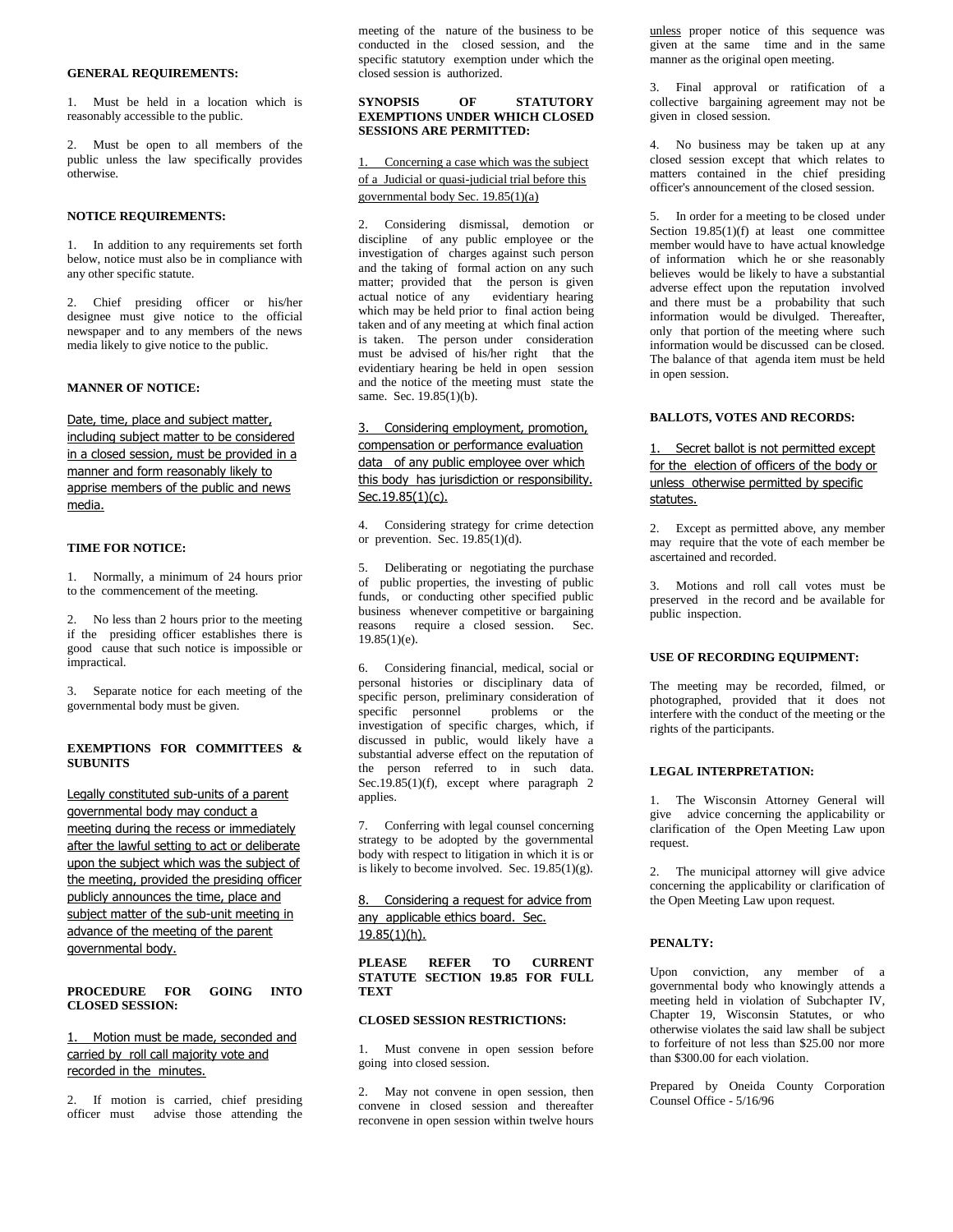**GENERAL REQUIREMENTS:**

1. Must be held in a location which is reasonably accessible to the public.

2. Must be open to all members of the public unless the law specifically provides otherwise.

**NOTICE REQUIREMENTS:**

1. In addition to any requirements set forth below, notice must also be in compliance with any other specific statute.

2. Chief presiding officer or his/her designee must give notice to the official newspaper and to any members of the news media likely to give notice to the public.

**MANNER OF NOTICE:**

Date, time, place and subject matter, including subject matter to be considered in a closed session, must be provided in a manner and form reasonably likely to apprise members of the public and news media.

**TIME FOR NOTICE:**

1. Normally, a minimum of 24 hours prior to the commencement of the meeting.

2. No less than 2 hours prior to the meeting if the presiding officer establishes there is good cause that such notice is impossible or impractical.

3. Separate notice for each meeting of the governmental body must be given.

**EXEMPTIONS FOR COMMITTEES & SUBUNITS**

Legally constituted sub-units of a parent governmental body may conduct a meeting during the recess or immediately after the lawful setting to act or deliberate upon the subject which was the subject of the meeting, provided the presiding officer publicly announces the time, place and subject matter of the sub-unit meeting in advance of the meeting of the parent governmental body.

**PROCEDURE FOR GOING INTO CLOSED SESSION:**

1. Motion must be made, seconded and carried by roll call majority vote and recorded in the minutes.

2. If motion is carried, chief presiding officer must advise those attending the meeting of the nature of the business to be conducted in the closed session, and the specific statutory exemption under which the closed session is authorized.

**SYNOPSIS OF STATUTORY EXEMPTIONS UNDER WHICH CLOSED SESSIONS ARE PERMITTED:**

1. Concerning a case which was the subject of a Judicial or quasi-judicial trial before this governmental body Sec. 19.85(1)(a)

2. Considering dismissal, demotion or discipline of any public employee or the investigation of charges against such person and the taking of formal action on any such matter; provided that the person is given actual notice of any evidentiary hearing which may be held prior to final action being taken and of any meeting at which final action is taken. The person under consideration must be advised of his/her right that the evidentiary hearing be held in open session and the notice of the meeting must state the same. Sec. 19.85(1)(b).

3. Considering employment, promotion, compensation or performance evaluation data of any public employee over which this body has jurisdiction or responsibility. Sec.19.85(1)(c).

4. Considering strategy for crime detection or prevention. Sec. 19.85(1)(d).

5. Deliberating or negotiating the purchase of public properties, the investing of public funds, or conducting other specified public business whenever competitive or bargaining reasons require a closed session. Sec. 19.85(1)(e).

6. Considering financial, medical, social or personal histories or disciplinary data of specific person, preliminary consideration of specific personnel problems or the investigation of specific charges, which, if discussed in public, would likely have a substantial adverse effect on the reputation of the person referred to in such data. Sec.19.85(1)(f), except where paragraph 2 applies.

7. Conferring with legal counsel concerning strategy to be adopted by the governmental body with respect to litigation in which it is or is likely to become involved. Sec. 19.85(1)(g).

8. Considering a request for advice from any applicable ethics board. Sec. 19.85(1)(h).

**PLEASE REFER TO CURRENT STATUTE SECTION 19.85 FOR FULL TEXT**

**CLOSED SESSION RESTRICTIONS:**

1. Must convene in open session before going into closed session.

2. May not convene in open session, then convene in closed session and thereafter reconvene in open session within twelve hours unless proper notice of this sequence was given at the same time and in the same manner as the original open meeting.

3. Final approval or ratification of a collective bargaining agreement may not be given in closed session.

4. No business may be taken up at any closed session except that which relates to matters contained in the chief presiding officer's announcement of the closed session.

5. In order for a meeting to be closed under Section 19.85(1)(f) at least one committee member would have to have actual knowledge of information which he or she reasonably believes would be likely to have a substantial adverse effect upon the reputation involved and there must be a probability that such information would be divulged. Thereafter, only that portion of the meeting where such information would be discussed can be closed. The balance of that agenda item must be held in open session.

**BALLOTS, VOTES AND RECORDS:**

1. Secret ballot is not permitted except for the election of officers of the body or unless otherwise permitted by specific statutes.

2. Except as permitted above, any member may require that the vote of each member be ascertained and recorded.

3. Motions and roll call votes must be preserved in the record and be available for public inspection.

**USE OF RECORDING EQUIPMENT:**

The meeting may be recorded, filmed, or photographed, provided that it does not interfere with the conduct of the meeting or the rights of the participants.

**LEGAL INTERPRETATION:**

1. The Wisconsin Attorney General will give advice concerning the applicability or clarification of the Open Meeting Law upon request.

2. The municipal attorney will give advice concerning the applicability or clarification of the Open Meeting Law upon request.

**PENALTY:**

Upon conviction, any member of a governmental body who knowingly attends a meeting held in violation of Subchapter IV, Chapter 19, Wisconsin Statutes, or who otherwise violates the said law shall be subject to forfeiture of not less than $25.00 nor more than $300.00 for each violation.

Prepared by Oneida County Corporation Counsel Office - 5/16/96